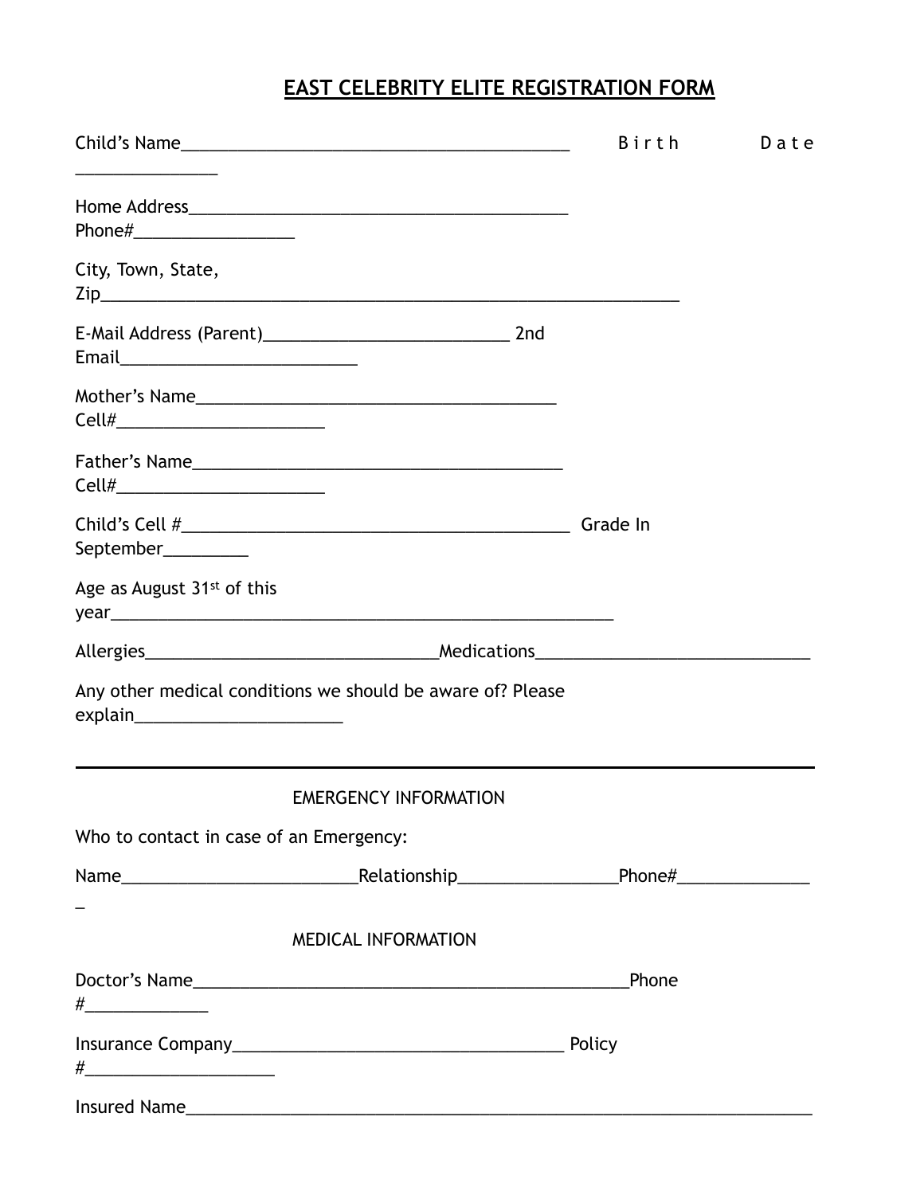# EAST CELEBRITY ELITE REGISTRATION FORM

Child's Name_________________________________________ Birth Date _______________

Home Address________________________________________ Phone#_________________

City, Town, State, Zip_____________________________________________________________

E-Mail Address (Parent)__________________________ 2nd Email_________________________

Mother's Name______________________________________ Cell#______________________

Father's Name_______________________________________ Cell#______________________

Child's Cell #_________________________________________ Grade In September_________

Age as August 31st of this year_____________________________________________________

Allergies______________________________Medications_____________________________

Any other medical conditions we should be aware of? Please explain______________________

---

EMERGENCY INFORMATION

Who to contact in case of an Emergency:

Name_________________________Relationship________________Phone#_______________

MEDICAL INFORMATION

Doctor's Name______________________________________________Phone #_____________

Insurance Company___________________________________ Policy #____________________

Insured Name__________________________________________________________________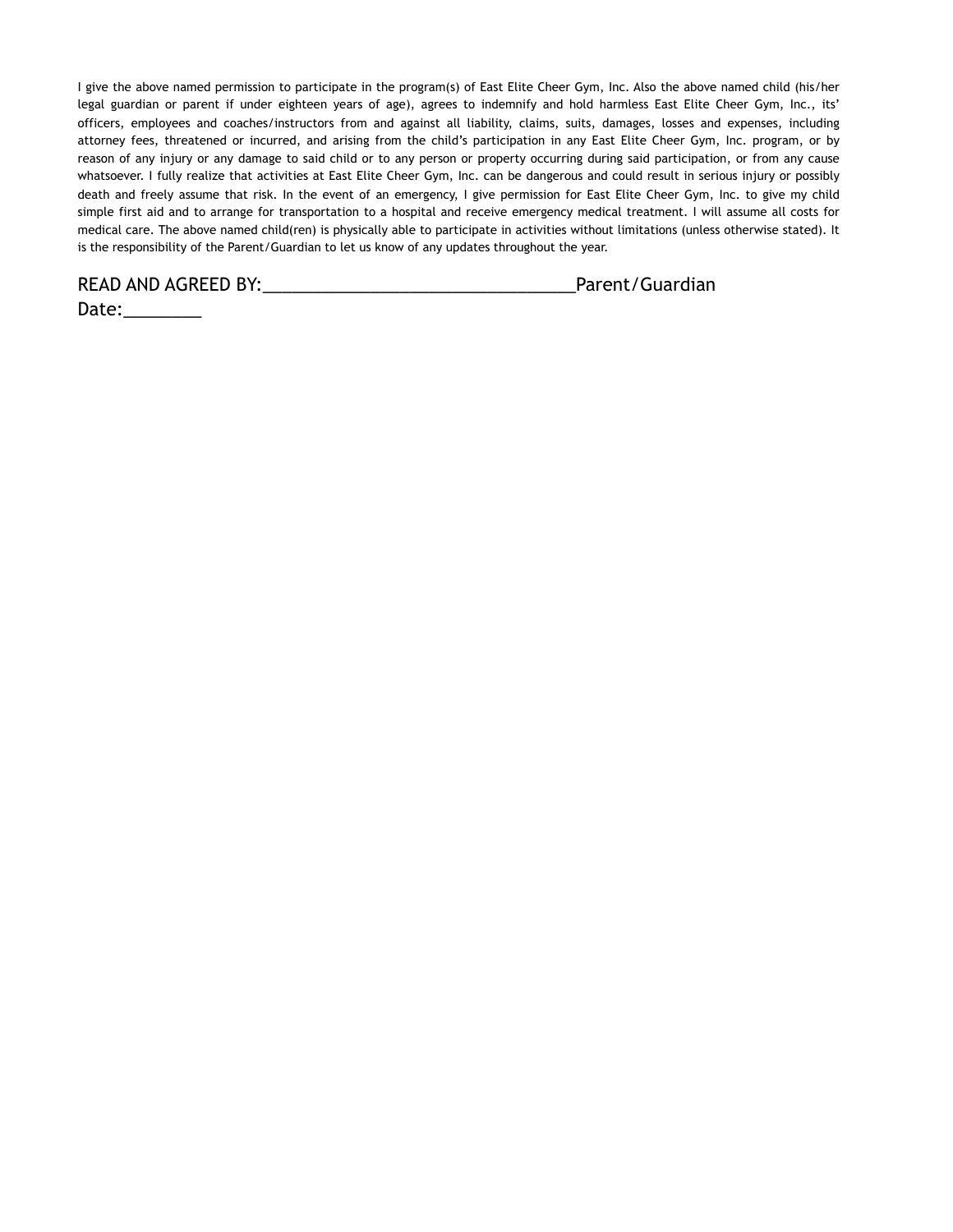I give the above named permission to participate in the program(s) of East Elite Cheer Gym, Inc. Also the above named child (his/her legal guardian or parent if under eighteen years of age), agrees to indemnify and hold harmless East Elite Cheer Gym, Inc., its' officers, employees and coaches/instructors from and against all liability, claims, suits, damages, losses and expenses, including attorney fees, threatened or incurred, and arising from the child's participation in any East Elite Cheer Gym, Inc. program, or by reason of any injury or any damage to said child or to any person or property occurring during said participation, or from any cause whatsoever. I fully realize that activities at East Elite Cheer Gym, Inc. can be dangerous and could result in serious injury or possibly death and freely assume that risk. In the event of an emergency, I give permission for East Elite Cheer Gym, Inc. to give my child simple first aid and to arrange for transportation to a hospital and receive emergency medical treatment. I will assume all costs for medical care. The above named child(ren) is physically able to participate in activities without limitations (unless otherwise stated). It is the responsibility of the Parent/Guardian to let us know of any updates throughout the year.

READ AND AGREED BY:_________________________________Parent/Guardian

Date:________